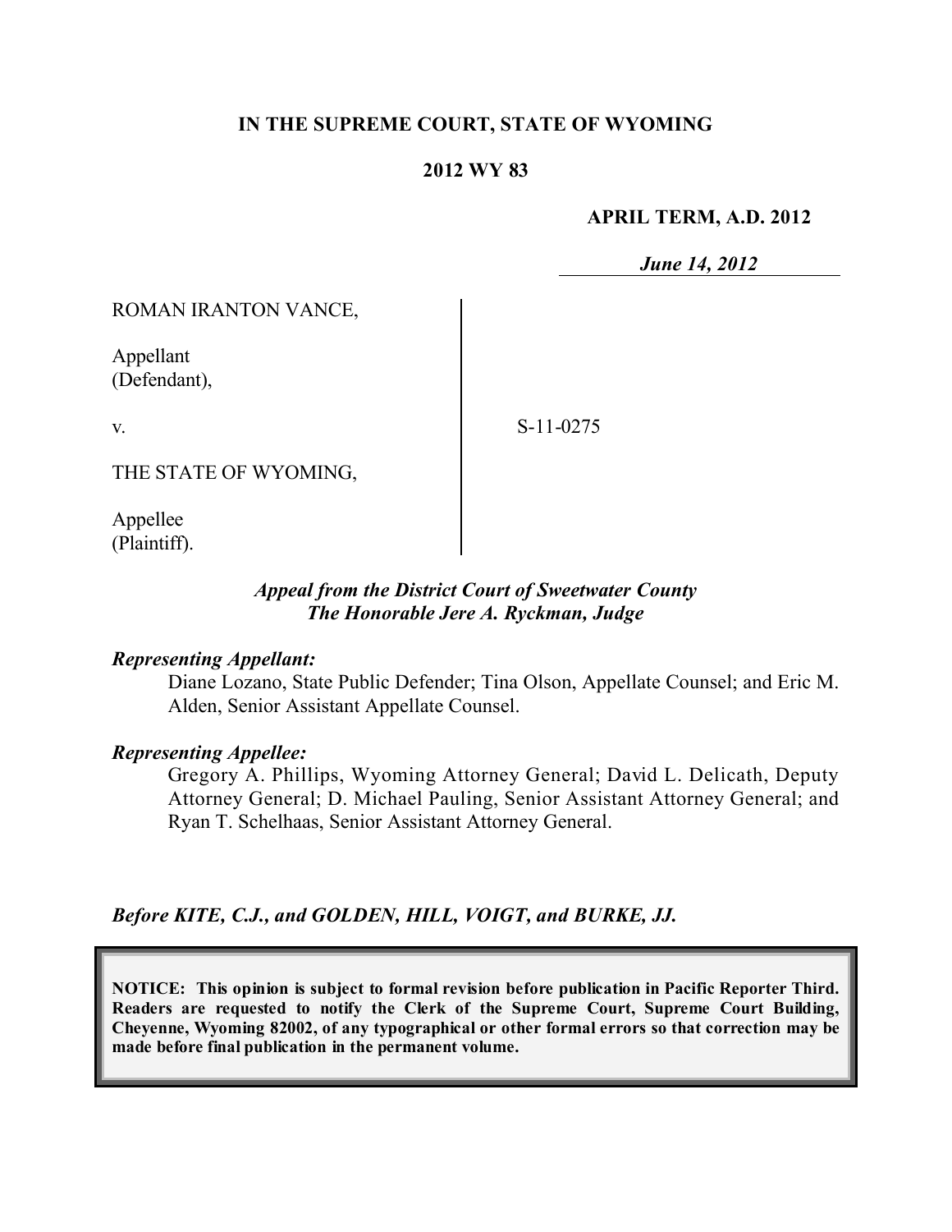**IN THE SUPREME COURT, STATE OF WYOMING**

**2012 WY 83**

**APRIL TERM, A.D. 2012**

***June 14, 2012***

ROMAN IRANTON VANCE,

Appellant
(Defendant),

v.

S-11-0275

THE STATE OF WYOMING,

Appellee
(Plaintiff).

***Appeal from the District Court of Sweetwater County***
***The Honorable Jere A. Ryckman, Judge***

***Representing Appellant:***

Diane Lozano, State Public Defender; Tina Olson, Appellate Counsel; and Eric M. Alden, Senior Assistant Appellate Counsel.

***Representing Appellee:***

Gregory A. Phillips, Wyoming Attorney General; David L. Delicath, Deputy Attorney General; D. Michael Pauling, Senior Assistant Attorney General; and Ryan T. Schelhaas, Senior Assistant Attorney General.

***Before KITE, C.J., and GOLDEN, HILL, VOIGT, and BURKE, JJ.***

**NOTICE: This opinion is subject to formal revision before publication in Pacific Reporter Third. Readers are requested to notify the Clerk of the Supreme Court, Supreme Court Building, Cheyenne, Wyoming 82002, of any typographical or other formal errors so that correction may be made before final publication in the permanent volume.**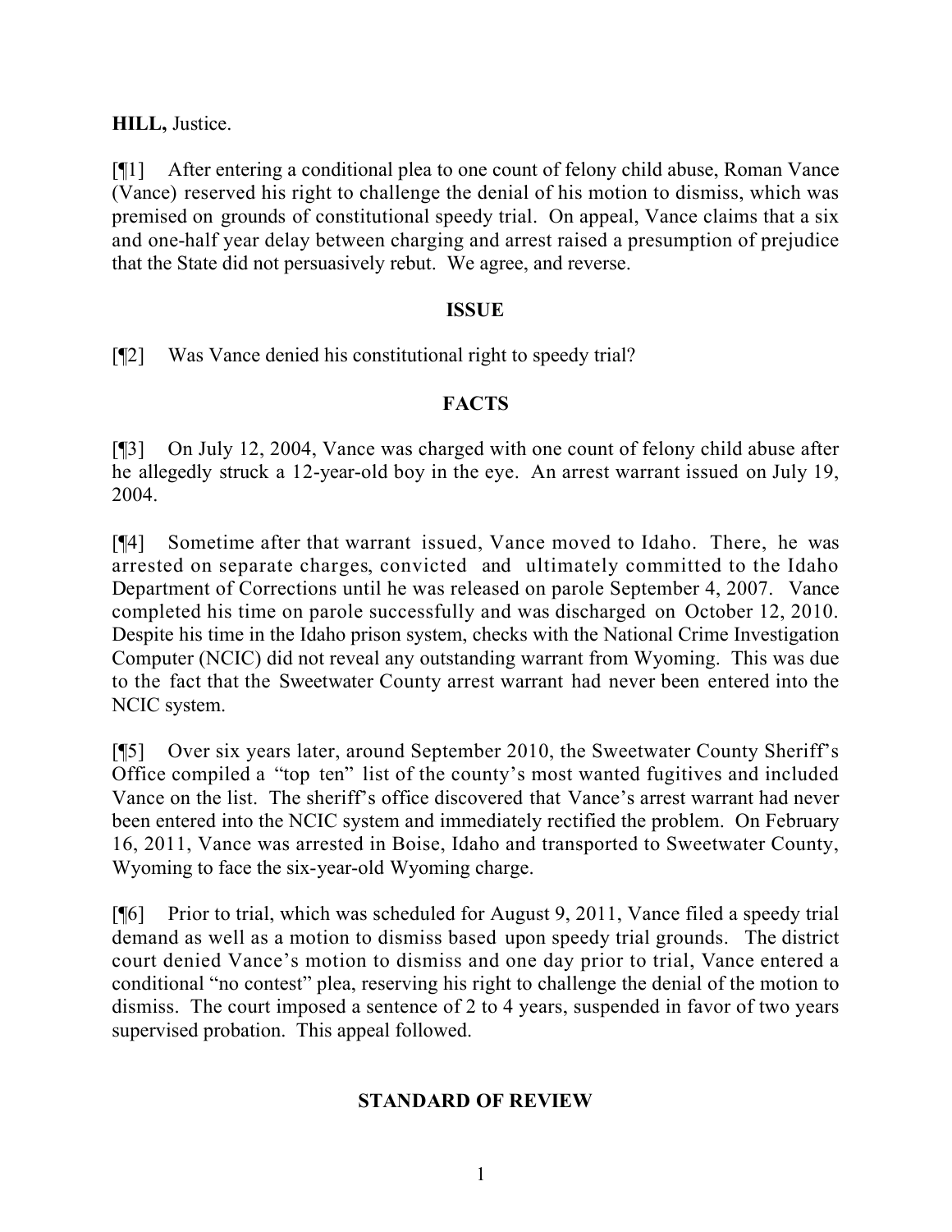**HILL,** Justice.

[¶1] After entering a conditional plea to one count of felony child abuse, Roman Vance (Vance) reserved his right to challenge the denial of his motion to dismiss, which was premised on grounds of constitutional speedy trial. On appeal, Vance claims that a six and one-half year delay between charging and arrest raised a presumption of prejudice that the State did not persuasively rebut. We agree, and reverse.

## ISSUE

[¶2] Was Vance denied his constitutional right to speedy trial?

## FACTS

[¶3] On July 12, 2004, Vance was charged with one count of felony child abuse after he allegedly struck a 12-year-old boy in the eye. An arrest warrant issued on July 19, 2004.

[¶4] Sometime after that warrant issued, Vance moved to Idaho. There, he was arrested on separate charges, convicted and ultimately committed to the Idaho Department of Corrections until he was released on parole September 4, 2007. Vance completed his time on parole successfully and was discharged on October 12, 2010. Despite his time in the Idaho prison system, checks with the National Crime Investigation Computer (NCIC) did not reveal any outstanding warrant from Wyoming. This was due to the fact that the Sweetwater County arrest warrant had never been entered into the NCIC system.

[¶5] Over six years later, around September 2010, the Sweetwater County Sheriff's Office compiled a "top ten" list of the county's most wanted fugitives and included Vance on the list. The sheriff's office discovered that Vance's arrest warrant had never been entered into the NCIC system and immediately rectified the problem. On February 16, 2011, Vance was arrested in Boise, Idaho and transported to Sweetwater County, Wyoming to face the six-year-old Wyoming charge.

[¶6] Prior to trial, which was scheduled for August 9, 2011, Vance filed a speedy trial demand as well as a motion to dismiss based upon speedy trial grounds. The district court denied Vance's motion to dismiss and one day prior to trial, Vance entered a conditional "no contest" plea, reserving his right to challenge the denial of the motion to dismiss. The court imposed a sentence of 2 to 4 years, suspended in favor of two years supervised probation. This appeal followed.

## STANDARD OF REVIEW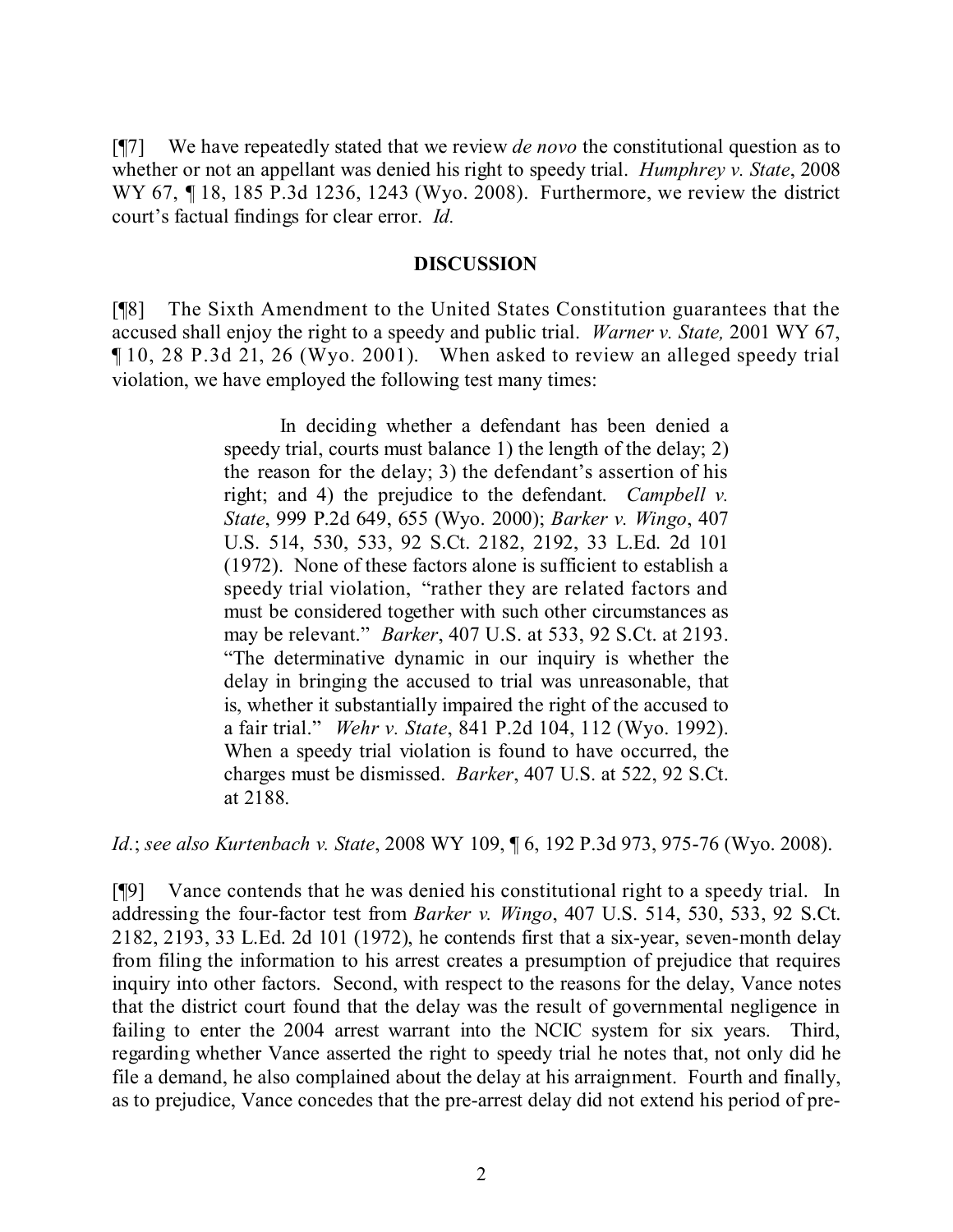[¶7] We have repeatedly stated that we review *de novo* the constitutional question as to whether or not an appellant was denied his right to speedy trial. *Humphrey v. State*, 2008 WY 67, ¶ 18, 185 P.3d 1236, 1243 (Wyo. 2008). Furthermore, we review the district court's factual findings for clear error. *Id.*

## DISCUSSION

[¶8] The Sixth Amendment to the United States Constitution guarantees that the accused shall enjoy the right to a speedy and public trial. *Warner v. State,* 2001 WY 67, ¶ 10, 28 P.3d 21, 26 (Wyo. 2001). When asked to review an alleged speedy trial violation, we have employed the following test many times:

> In deciding whether a defendant has been denied a speedy trial, courts must balance 1) the length of the delay; 2) the reason for the delay; 3) the defendant's assertion of his right; and 4) the prejudice to the defendant. *Campbell v. State*, 999 P.2d 649, 655 (Wyo. 2000); *Barker v. Wingo*, 407 U.S. 514, 530, 533, 92 S.Ct. 2182, 2192, 33 L.Ed. 2d 101 (1972). None of these factors alone is sufficient to establish a speedy trial violation, "rather they are related factors and must be considered together with such other circumstances as may be relevant." *Barker*, 407 U.S. at 533, 92 S.Ct. at 2193. "The determinative dynamic in our inquiry is whether the delay in bringing the accused to trial was unreasonable, that is, whether it substantially impaired the right of the accused to a fair trial." *Wehr v. State*, 841 P.2d 104, 112 (Wyo. 1992). When a speedy trial violation is found to have occurred, the charges must be dismissed. *Barker*, 407 U.S. at 522, 92 S.Ct. at 2188.

*Id.*; *see also Kurtenbach v. State*, 2008 WY 109, ¶ 6, 192 P.3d 973, 975-76 (Wyo. 2008).

[¶9] Vance contends that he was denied his constitutional right to a speedy trial. In addressing the four-factor test from *Barker v. Wingo*, 407 U.S. 514, 530, 533, 92 S.Ct. 2182, 2193, 33 L.Ed. 2d 101 (1972), he contends first that a six-year, seven-month delay from filing the information to his arrest creates a presumption of prejudice that requires inquiry into other factors. Second, with respect to the reasons for the delay, Vance notes that the district court found that the delay was the result of governmental negligence in failing to enter the 2004 arrest warrant into the NCIC system for six years. Third, regarding whether Vance asserted the right to speedy trial he notes that, not only did he file a demand, he also complained about the delay at his arraignment. Fourth and finally, as to prejudice, Vance concedes that the pre-arrest delay did not extend his period of pre-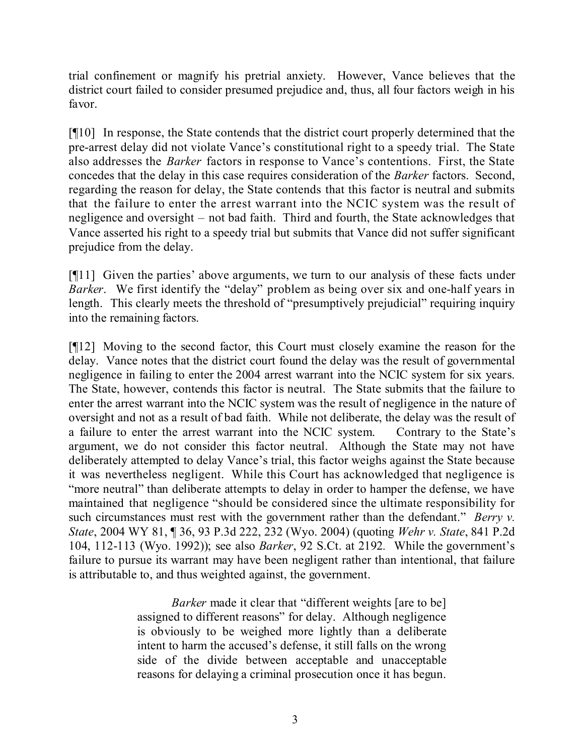trial confinement or magnify his pretrial anxiety. However, Vance believes that the district court failed to consider presumed prejudice and, thus, all four factors weigh in his favor.

[¶10] In response, the State contends that the district court properly determined that the pre-arrest delay did not violate Vance's constitutional right to a speedy trial. The State also addresses the *Barker* factors in response to Vance's contentions. First, the State concedes that the delay in this case requires consideration of the *Barker* factors. Second, regarding the reason for delay, the State contends that this factor is neutral and submits that the failure to enter the arrest warrant into the NCIC system was the result of negligence and oversight – not bad faith. Third and fourth, the State acknowledges that Vance asserted his right to a speedy trial but submits that Vance did not suffer significant prejudice from the delay.

[¶11] Given the parties' above arguments, we turn to our analysis of these facts under *Barker*. We first identify the "delay" problem as being over six and one-half years in length. This clearly meets the threshold of "presumptively prejudicial" requiring inquiry into the remaining factors.

[¶12] Moving to the second factor, this Court must closely examine the reason for the delay. Vance notes that the district court found the delay was the result of governmental negligence in failing to enter the 2004 arrest warrant into the NCIC system for six years. The State, however, contends this factor is neutral. The State submits that the failure to enter the arrest warrant into the NCIC system was the result of negligence in the nature of oversight and not as a result of bad faith. While not deliberate, the delay was the result of a failure to enter the arrest warrant into the NCIC system. Contrary to the State's argument, we do not consider this factor neutral. Although the State may not have deliberately attempted to delay Vance's trial, this factor weighs against the State because it was nevertheless negligent. While this Court has acknowledged that negligence is "more neutral" than deliberate attempts to delay in order to hamper the defense, we have maintained that negligence "should be considered since the ultimate responsibility for such circumstances must rest with the government rather than the defendant." *Berry v. State*, 2004 WY 81, ¶ 36, 93 P.3d 222, 232 (Wyo. 2004) (quoting *Wehr v. State*, 841 P.2d 104, 112-113 (Wyo. 1992)); see also *Barker*, 92 S.Ct. at 2192. While the government's failure to pursue its warrant may have been negligent rather than intentional, that failure is attributable to, and thus weighted against, the government.

> *Barker* made it clear that "different weights [are to be] assigned to different reasons" for delay. Although negligence is obviously to be weighed more lightly than a deliberate intent to harm the accused's defense, it still falls on the wrong side of the divide between acceptable and unacceptable reasons for delaying a criminal prosecution once it has begun.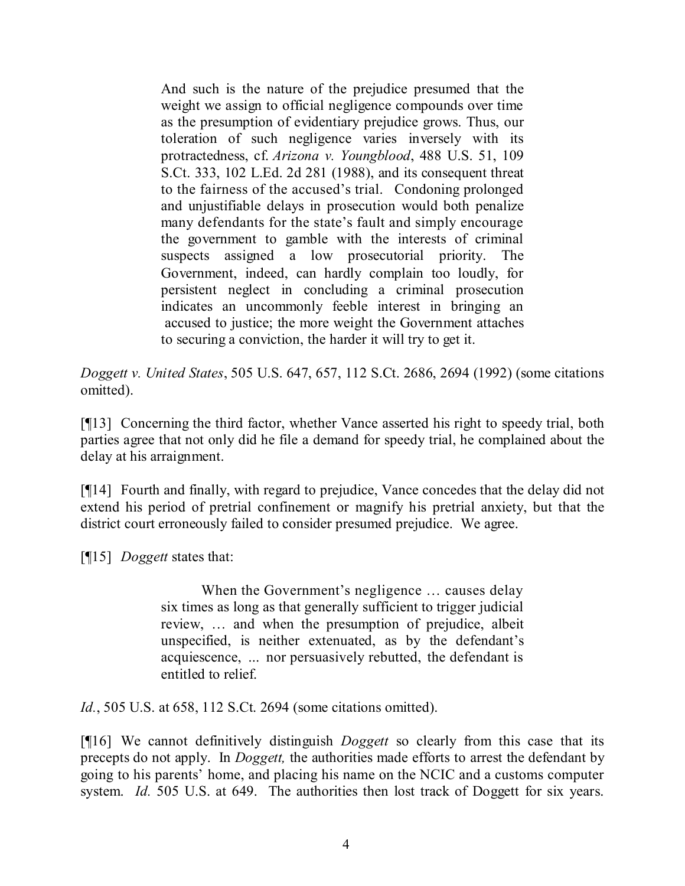> And such is the nature of the prejudice presumed that the weight we assign to official negligence compounds over time as the presumption of evidentiary prejudice grows. Thus, our toleration of such negligence varies inversely with its protractedness, cf. *Arizona v. Youngblood*, 488 U.S. 51, 109 S.Ct. 333, 102 L.Ed. 2d 281 (1988), and its consequent threat to the fairness of the accused's trial. Condoning prolonged and unjustifiable delays in prosecution would both penalize many defendants for the state's fault and simply encourage the government to gamble with the interests of criminal suspects assigned a low prosecutorial priority. The Government, indeed, can hardly complain too loudly, for persistent neglect in concluding a criminal prosecution indicates an uncommonly feeble interest in bringing an accused to justice; the more weight the Government attaches to securing a conviction, the harder it will try to get it.

*Doggett v. United States*, 505 U.S. 647, 657, 112 S.Ct. 2686, 2694 (1992) (some citations omitted).

[¶13] Concerning the third factor, whether Vance asserted his right to speedy trial, both parties agree that not only did he file a demand for speedy trial, he complained about the delay at his arraignment.

[¶14] Fourth and finally, with regard to prejudice, Vance concedes that the delay did not extend his period of pretrial confinement or magnify his pretrial anxiety, but that the district court erroneously failed to consider presumed prejudice. We agree.

[¶15] *Doggett* states that:

> When the Government's negligence … causes delay six times as long as that generally sufficient to trigger judicial review, … and when the presumption of prejudice, albeit unspecified, is neither extenuated, as by the defendant's acquiescence, ... nor persuasively rebutted, the defendant is entitled to relief.

*Id.*, 505 U.S. at 658, 112 S.Ct. 2694 (some citations omitted).

[¶16] We cannot definitively distinguish *Doggett* so clearly from this case that its precepts do not apply. In *Doggett,* the authorities made efforts to arrest the defendant by going to his parents' home, and placing his name on the NCIC and a customs computer system. *Id.* 505 U.S. at 649. The authorities then lost track of Doggett for six years.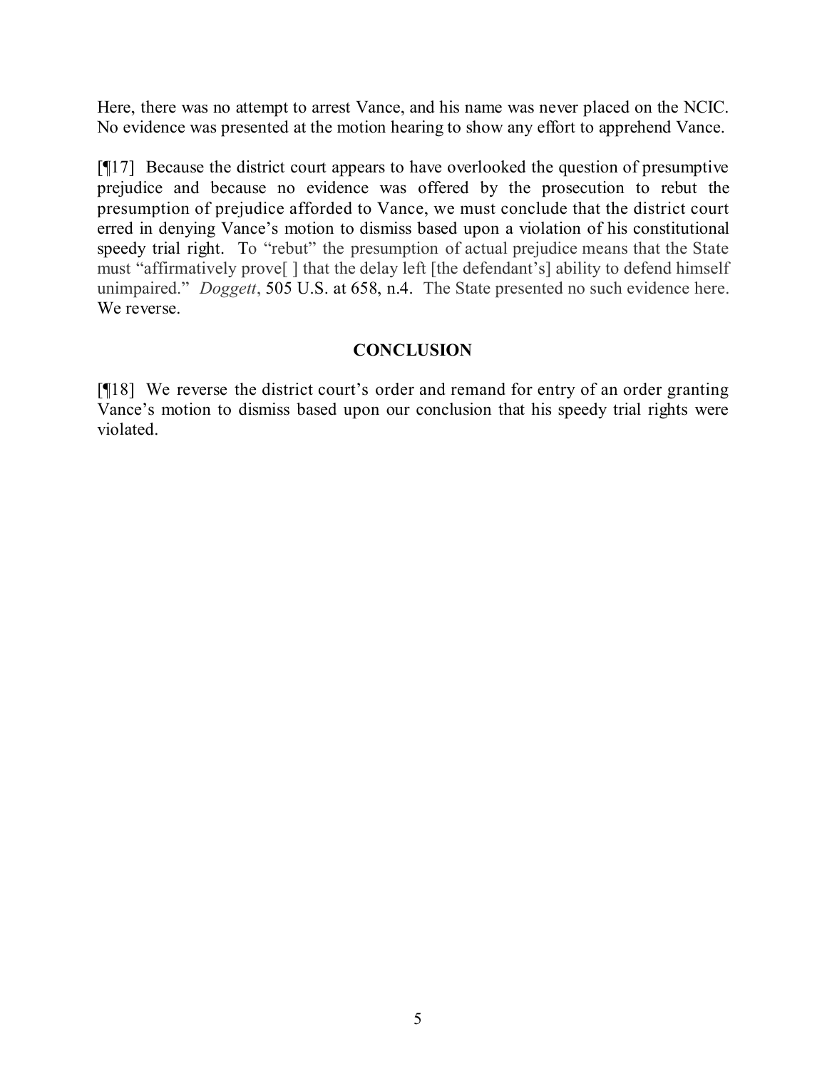Here, there was no attempt to arrest Vance, and his name was never placed on the NCIC. No evidence was presented at the motion hearing to show any effort to apprehend Vance.

[¶17] Because the district court appears to have overlooked the question of presumptive prejudice and because no evidence was offered by the prosecution to rebut the presumption of prejudice afforded to Vance, we must conclude that the district court erred in denying Vance's motion to dismiss based upon a violation of his constitutional speedy trial right. To "rebut" the presumption of actual prejudice means that the State must "affirmatively prove[ ] that the delay left [the defendant's] ability to defend himself unimpaired." *Doggett*, 505 U.S. at 658, n.4. The State presented no such evidence here. We reverse.

## CONCLUSION

[¶18] We reverse the district court's order and remand for entry of an order granting Vance's motion to dismiss based upon our conclusion that his speedy trial rights were violated.